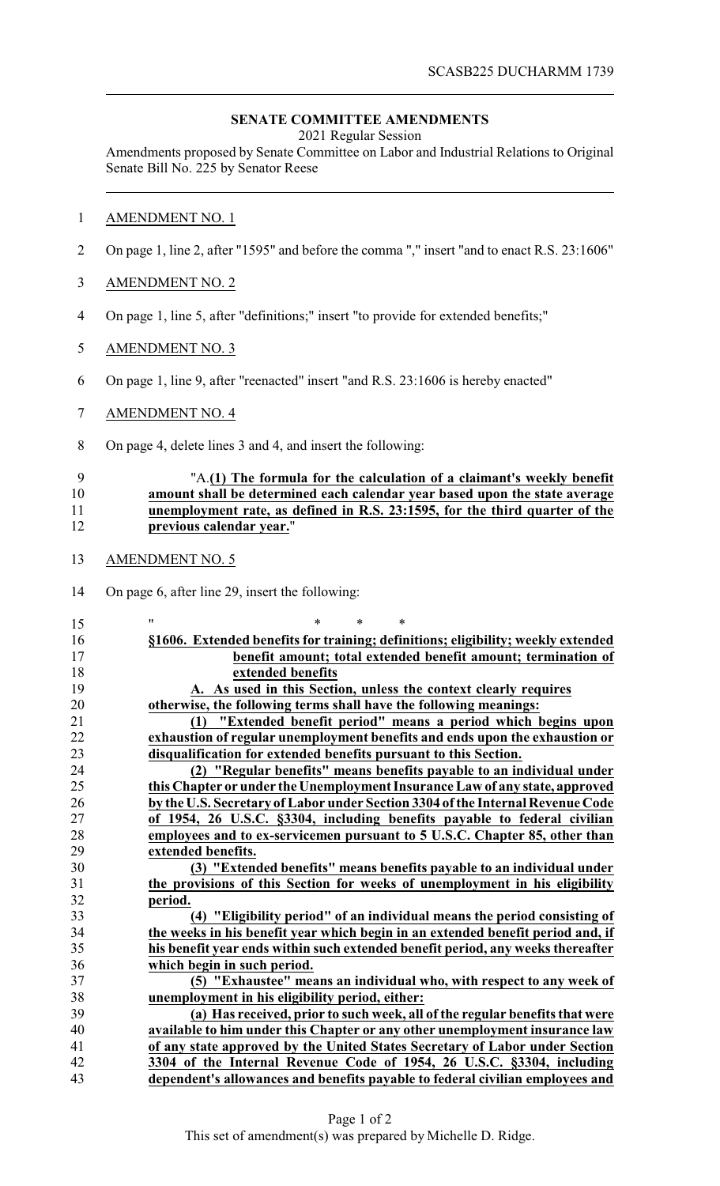SCASB225 DUCHARMM 1739

## SENATE COMMITTEE AMENDMENTS

2021 Regular Session

Amendments proposed by Senate Committee on Labor and Industrial Relations to Original Senate Bill No. 225 by Senator Reese

AMENDMENT NO. 1

On page 1, line 2, after "1595" and before the comma "," insert "and to enact R.S. 23:1606"

AMENDMENT NO. 2

On page 1, line 5, after "definitions;" insert "to provide for extended benefits;"

AMENDMENT NO. 3

On page 1, line 9, after "reenacted" insert "and R.S. 23:1606 is hereby enacted"

AMENDMENT NO. 4

On page 4, delete lines 3 and 4, and insert the following:

"A.**(1) The formula for the calculation of a claimant's weekly benefit amount shall be determined each calendar year based upon the state average unemployment rate, as defined in R.S. 23:1595, for the third quarter of the previous calendar year.**"

AMENDMENT NO. 5

On page 6, after line 29, insert the following:

" * * *

**§1606. Extended benefits for training; definitions; eligibility; weekly extended benefit amount; total extended benefit amount; termination of extended benefits**

**A. As used in this Section, unless the context clearly requires otherwise, the following terms shall have the following meanings:**

**(1) "Extended benefit period" means a period which begins upon exhaustion of regular unemployment benefits and ends upon the exhaustion or disqualification for extended benefits pursuant to this Section.**

**(2) "Regular benefits" means benefits payable to an individual under this Chapter or under the Unemployment Insurance Law of any state, approved by the U.S. Secretary of Labor under Section 3304 of the Internal Revenue Code of 1954, 26 U.S.C. §3304, including benefits payable to federal civilian employees and to ex-servicemen pursuant to 5 U.S.C. Chapter 85, other than extended benefits.**

**(3) "Extended benefits" means benefits payable to an individual under the provisions of this Section for weeks of unemployment in his eligibility period.**

**(4) "Eligibility period" of an individual means the period consisting of the weeks in his benefit year which begin in an extended benefit period and, if his benefit year ends within such extended benefit period, any weeks thereafter which begin in such period.**

**(5) "Exhaustee" means an individual who, with respect to any week of unemployment in his eligibility period, either:**

**(a) Has received, prior to such week, all of the regular benefits that were available to him under this Chapter or any other unemployment insurance law of any state approved by the United States Secretary of Labor under Section 3304 of the Internal Revenue Code of 1954, 26 U.S.C. §3304, including dependent's allowances and benefits payable to federal civilian employees and**

This set of amendment(s) was prepared by Michelle D. Ridge.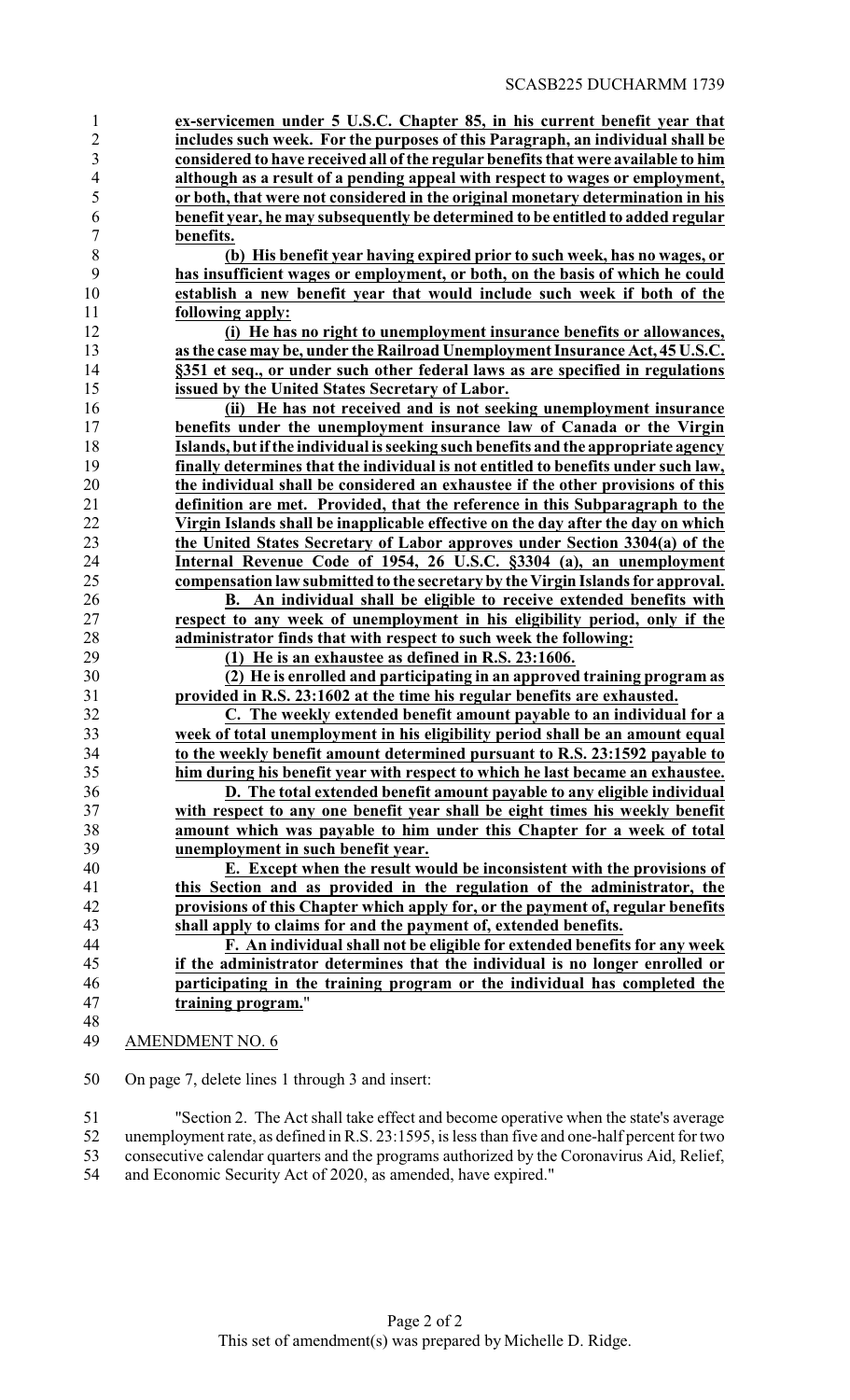**ex-servicemen under 5 U.S.C. Chapter 85, in his current benefit year that includes such week. For the purposes of this Paragraph, an individual shall be considered to have received all of the regular benefits that were available to him although as a result of a pending appeal with respect to wages or employment, or both, that were not considered in the original monetary determination in his benefit year, he may subsequently be determined to be entitled to added regular benefits.**

**(b) His benefit year having expired prior to such week, has no wages, or has insufficient wages or employment, or both, on the basis of which he could establish a new benefit year that would include such week if both of the following apply:**

**(i) He has no right to unemployment insurance benefits or allowances, as the case may be, under the Railroad Unemployment Insurance Act, 45 U.S.C. §351 et seq., or under such other federal laws as are specified in regulations issued by the United States Secretary of Labor.**

**(ii) He has not received and is not seeking unemployment insurance benefits under the unemployment insurance law of Canada or the Virgin Islands, but if the individual is seeking such benefits and the appropriate agency finally determines that the individual is not entitled to benefits under such law, the individual shall be considered an exhaustee if the other provisions of this definition are met. Provided, that the reference in this Subparagraph to the Virgin Islands shall be inapplicable effective on the day after the day on which the United States Secretary of Labor approves under Section 3304(a) of the Internal Revenue Code of 1954, 26 U.S.C. §3304 (a), an unemployment compensation law submitted to the secretary by the Virgin Islands for approval.**

**B. An individual shall be eligible to receive extended benefits with respect to any week of unemployment in his eligibility period, only if the administrator finds that with respect to such week the following:**

**(1) He is an exhaustee as defined in R.S. 23:1606.**

**(2) He is enrolled and participating in an approved training program as provided in R.S. 23:1602 at the time his regular benefits are exhausted.**

**C. The weekly extended benefit amount payable to an individual for a week of total unemployment in his eligibility period shall be an amount equal to the weekly benefit amount determined pursuant to R.S. 23:1592 payable to him during his benefit year with respect to which he last became an exhaustee.**

**D. The total extended benefit amount payable to any eligible individual with respect to any one benefit year shall be eight times his weekly benefit amount which was payable to him under this Chapter for a week of total unemployment in such benefit year.**

**E. Except when the result would be inconsistent with the provisions of this Section and as provided in the regulation of the administrator, the provisions of this Chapter which apply for, or the payment of, regular benefits shall apply to claims for and the payment of, extended benefits.**

**F. An individual shall not be eligible for extended benefits for any week if the administrator determines that the individual is no longer enrolled or participating in the training program or the individual has completed the training program.**"

AMENDMENT NO. 6

On page 7, delete lines 1 through 3 and insert:

"Section 2. The Act shall take effect and become operative when the state's average unemployment rate, as defined in R.S. 23:1595, is less than five and one-half percent for two consecutive calendar quarters and the programs authorized by the Coronavirus Aid, Relief, and Economic Security Act of 2020, as amended, have expired."

This set of amendment(s) was prepared by Michelle D. Ridge.